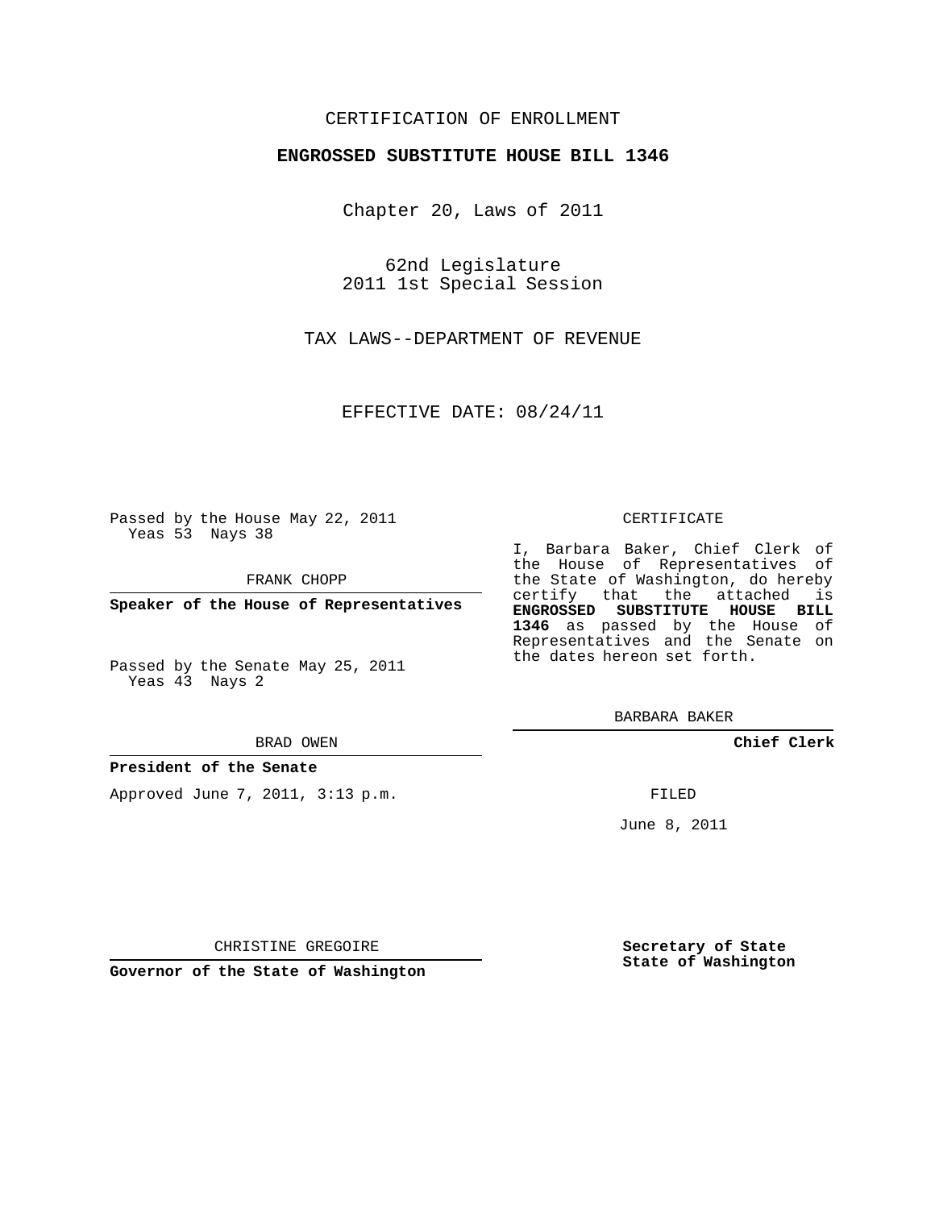CERTIFICATION OF ENROLLMENT

**ENGROSSED SUBSTITUTE HOUSE BILL 1346**

Chapter 20, Laws of 2011

62nd Legislature
2011 1st Special Session

TAX LAWS--DEPARTMENT OF REVENUE

EFFECTIVE DATE: 08/24/11

Passed by the House May 22, 2011
Yeas 53 Nays 38

FRANK CHOPP

**Speaker of the House of Representatives**

Passed by the Senate May 25, 2011
Yeas 43 Nays 2

BRAD OWEN

**President of the Senate**

Approved June 7, 2011, 3:13 p.m.

CHRISTINE GREGOIRE

**Governor of the State of Washington**

CERTIFICATE

I, Barbara Baker, Chief Clerk of the House of Representatives of the State of Washington, do hereby certify that the attached is **ENGROSSED SUBSTITUTE HOUSE BILL 1346** as passed by the House of Representatives and the Senate on the dates hereon set forth.

BARBARA BAKER

**Chief Clerk**

FILED

June 8, 2011

**Secretary of State**
**State of Washington**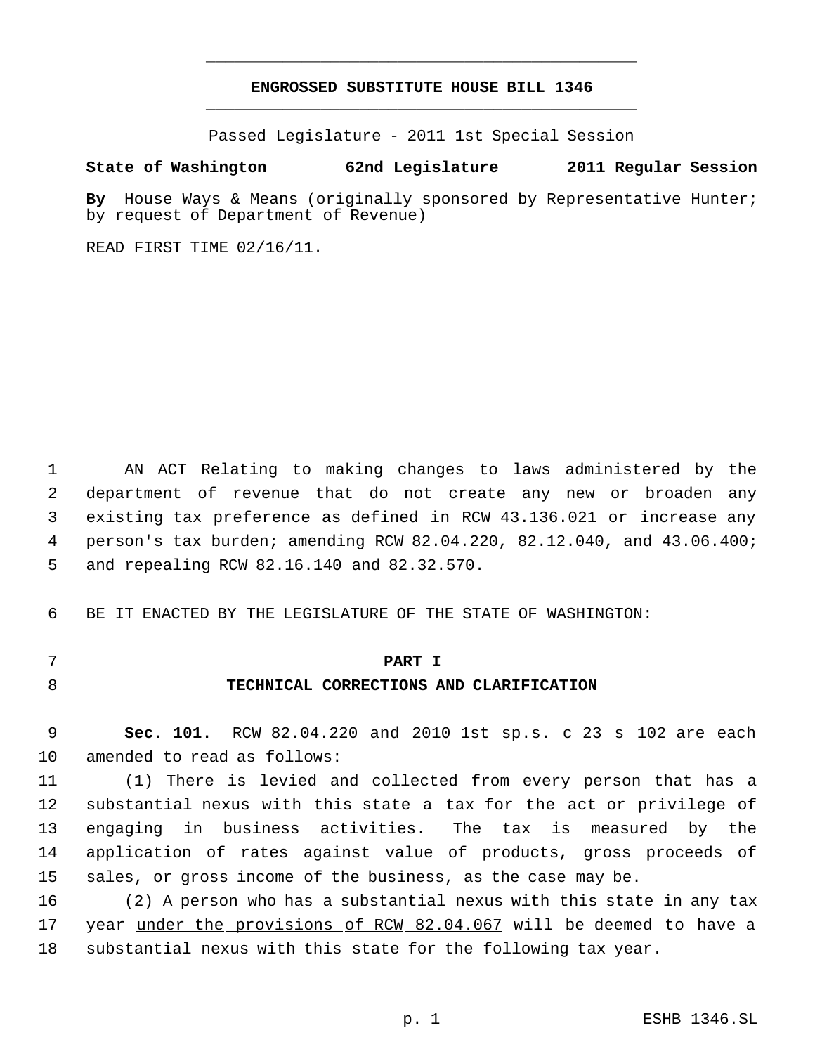# ENGROSSED SUBSTITUTE HOUSE BILL 1346

Passed Legislature - 2011 1st Special Session

**State of Washington 62nd Legislature 2011 Regular Session**

**By** House Ways & Means (originally sponsored by Representative Hunter; by request of Department of Revenue)

READ FIRST TIME 02/16/11.

AN ACT Relating to making changes to laws administered by the department of revenue that do not create any new or broaden any existing tax preference as defined in RCW 43.136.021 or increase any person's tax burden; amending RCW 82.04.220, 82.12.040, and 43.06.400; and repealing RCW 82.16.140 and 82.32.570.

BE IT ENACTED BY THE LEGISLATURE OF THE STATE OF WASHINGTON:

## PART I
## TECHNICAL CORRECTIONS AND CLARIFICATION

**Sec. 101.** RCW 82.04.220 and 2010 1st sp.s. c 23 s 102 are each amended to read as follows:

(1) There is levied and collected from every person that has a substantial nexus with this state a tax for the act or privilege of engaging in business activities. The tax is measured by the application of rates against value of products, gross proceeds of sales, or gross income of the business, as the case may be.

(2) A person who has a substantial nexus with this state in any tax year <u>under the provisions of RCW 82.04.067</u> will be deemed to have a substantial nexus with this state for the following tax year.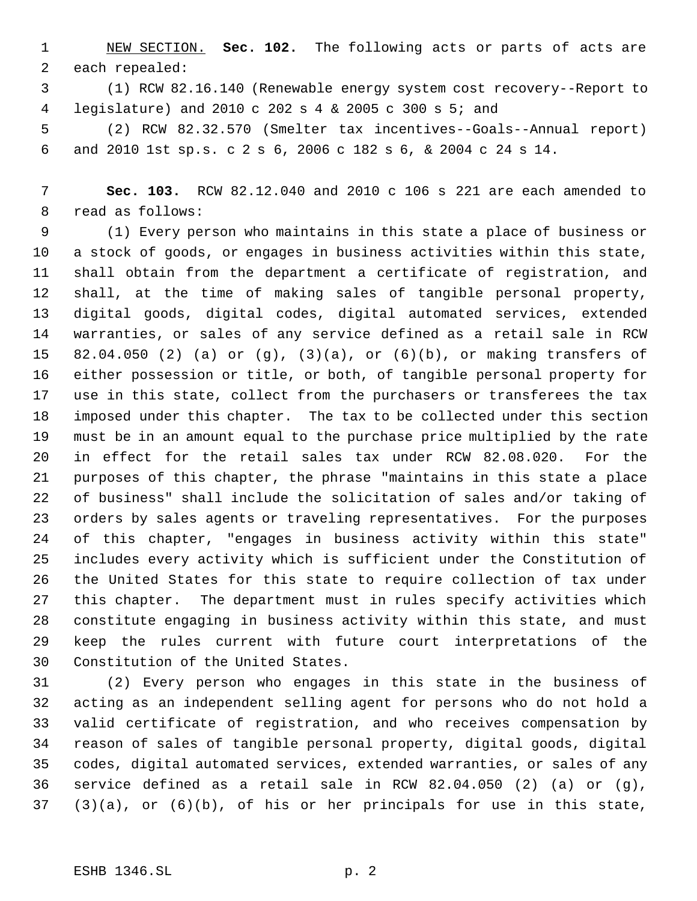<u>NEW SECTION.</u> **Sec. 102.** The following acts or parts of acts are each repealed:

(1) RCW 82.16.140 (Renewable energy system cost recovery--Report to legislature) and 2010 c 202 s 4 & 2005 c 300 s 5; and

(2) RCW 82.32.570 (Smelter tax incentives--Goals--Annual report) and 2010 1st sp.s. c 2 s 6, 2006 c 182 s 6, & 2004 c 24 s 14.

**Sec. 103.** RCW 82.12.040 and 2010 c 106 s 221 are each amended to read as follows:

(1) Every person who maintains in this state a place of business or a stock of goods, or engages in business activities within this state, shall obtain from the department a certificate of registration, and shall, at the time of making sales of tangible personal property, digital goods, digital codes, digital automated services, extended warranties, or sales of any service defined as a retail sale in RCW 82.04.050 (2) (a) or (g), (3)(a), or (6)(b), or making transfers of either possession or title, or both, of tangible personal property for use in this state, collect from the purchasers or transferees the tax imposed under this chapter. The tax to be collected under this section must be in an amount equal to the purchase price multiplied by the rate in effect for the retail sales tax under RCW 82.08.020. For the purposes of this chapter, the phrase "maintains in this state a place of business" shall include the solicitation of sales and/or taking of orders by sales agents or traveling representatives. For the purposes of this chapter, "engages in business activity within this state" includes every activity which is sufficient under the Constitution of the United States for this state to require collection of tax under this chapter. The department must in rules specify activities which constitute engaging in business activity within this state, and must keep the rules current with future court interpretations of the Constitution of the United States.

(2) Every person who engages in this state in the business of acting as an independent selling agent for persons who do not hold a valid certificate of registration, and who receives compensation by reason of sales of tangible personal property, digital goods, digital codes, digital automated services, extended warranties, or sales of any service defined as a retail sale in RCW 82.04.050 (2) (a) or (g), (3)(a), or (6)(b), of his or her principals for use in this state,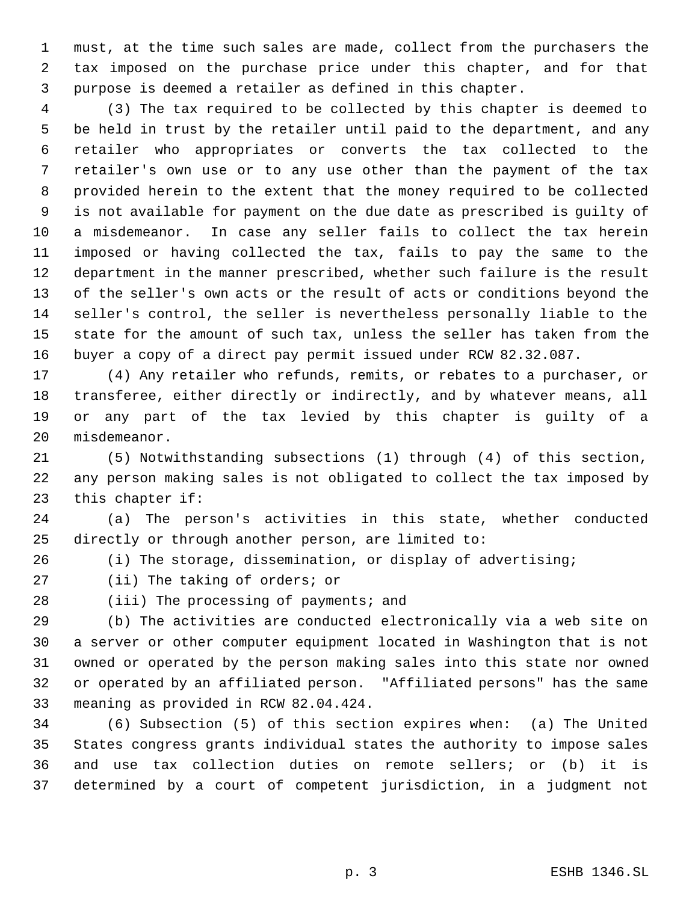must, at the time such sales are made, collect from the purchasers the tax imposed on the purchase price under this chapter, and for that purpose is deemed a retailer as defined in this chapter.

(3) The tax required to be collected by this chapter is deemed to be held in trust by the retailer until paid to the department, and any retailer who appropriates or converts the tax collected to the retailer's own use or to any use other than the payment of the tax provided herein to the extent that the money required to be collected is not available for payment on the due date as prescribed is guilty of a misdemeanor. In case any seller fails to collect the tax herein imposed or having collected the tax, fails to pay the same to the department in the manner prescribed, whether such failure is the result of the seller's own acts or the result of acts or conditions beyond the seller's control, the seller is nevertheless personally liable to the state for the amount of such tax, unless the seller has taken from the buyer a copy of a direct pay permit issued under RCW 82.32.087.

(4) Any retailer who refunds, remits, or rebates to a purchaser, or transferee, either directly or indirectly, and by whatever means, all or any part of the tax levied by this chapter is guilty of a misdemeanor.

(5) Notwithstanding subsections (1) through (4) of this section, any person making sales is not obligated to collect the tax imposed by this chapter if:

(a) The person's activities in this state, whether conducted directly or through another person, are limited to:

(i) The storage, dissemination, or display of advertising;

(ii) The taking of orders; or

(iii) The processing of payments; and

(b) The activities are conducted electronically via a web site on a server or other computer equipment located in Washington that is not owned or operated by the person making sales into this state nor owned or operated by an affiliated person. "Affiliated persons" has the same meaning as provided in RCW 82.04.424.

(6) Subsection (5) of this section expires when: (a) The United States congress grants individual states the authority to impose sales and use tax collection duties on remote sellers; or (b) it is determined by a court of competent jurisdiction, in a judgment not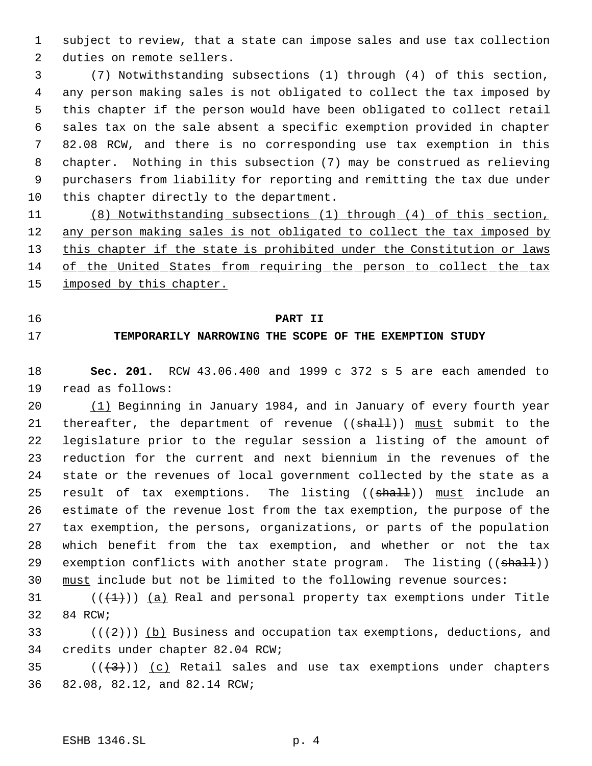subject to review, that a state can impose sales and use tax collection duties on remote sellers.

(7) Notwithstanding subsections (1) through (4) of this section, any person making sales is not obligated to collect the tax imposed by this chapter if the person would have been obligated to collect retail sales tax on the sale absent a specific exemption provided in chapter 82.08 RCW, and there is no corresponding use tax exemption in this chapter. Nothing in this subsection (7) may be construed as relieving purchasers from liability for reporting and remitting the tax due under this chapter directly to the department.

(8) Notwithstanding subsections (1) through (4) of this section, any person making sales is not obligated to collect the tax imposed by this chapter if the state is prohibited under the Constitution or laws of the United States from requiring the person to collect the tax imposed by this chapter.

## PART II
## TEMPORARILY NARROWING THE SCOPE OF THE EXEMPTION STUDY

**Sec. 201.** RCW 43.06.400 and 1999 c 372 s 5 are each amended to read as follows:

(1) Beginning in January 1984, and in January of every fourth year thereafter, the department of revenue ((~~shall~~)) must submit to the legislature prior to the regular session a listing of the amount of reduction for the current and next biennium in the revenues of the state or the revenues of local government collected by the state as a result of tax exemptions. The listing ((~~shall~~)) must include an estimate of the revenue lost from the tax exemption, the purpose of the tax exemption, the persons, organizations, or parts of the population which benefit from the tax exemption, and whether or not the tax exemption conflicts with another state program. The listing ((~~shall~~)) must include but not be limited to the following revenue sources:

((~~(1)~~)) (a) Real and personal property tax exemptions under Title 84 RCW;

((~~(2)~~)) (b) Business and occupation tax exemptions, deductions, and credits under chapter 82.04 RCW;

((~~(3)~~)) (c) Retail sales and use tax exemptions under chapters 82.08, 82.12, and 82.14 RCW;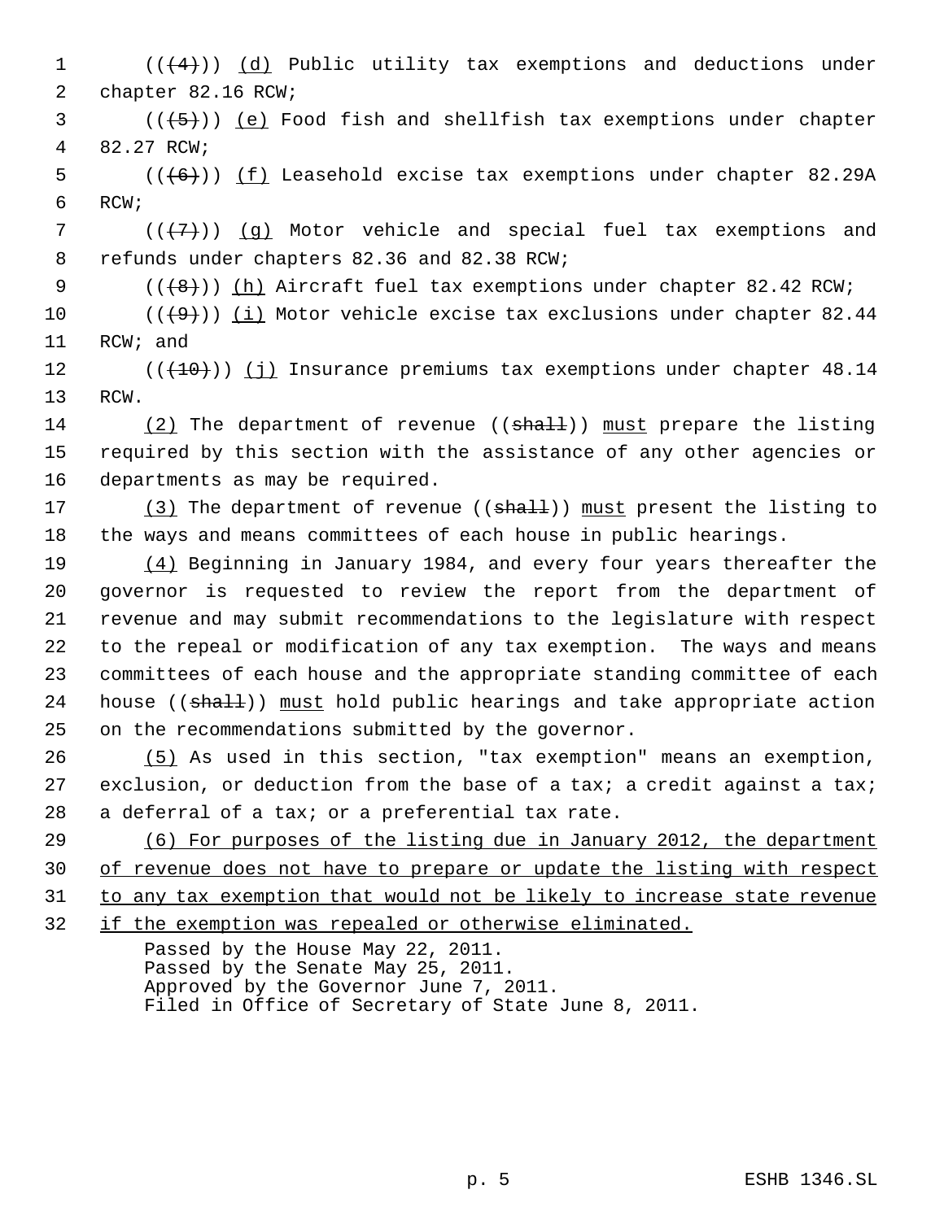(((4))) (d) Public utility tax exemptions and deductions under chapter 82.16 RCW;

(((5))) (e) Food fish and shellfish tax exemptions under chapter 82.27 RCW;

(((6))) (f) Leasehold excise tax exemptions under chapter 82.29A RCW;

(((7))) (g) Motor vehicle and special fuel tax exemptions and refunds under chapters 82.36 and 82.38 RCW;

(((8))) (h) Aircraft fuel tax exemptions under chapter 82.42 RCW;

(((9))) (i) Motor vehicle excise tax exclusions under chapter 82.44 RCW; and

(((10))) (j) Insurance premiums tax exemptions under chapter 48.14 RCW.

(2) The department of revenue ((shall)) must prepare the listing required by this section with the assistance of any other agencies or departments as may be required.

(3) The department of revenue ((shall)) must present the listing to the ways and means committees of each house in public hearings.

(4) Beginning in January 1984, and every four years thereafter the governor is requested to review the report from the department of revenue and may submit recommendations to the legislature with respect to the repeal or modification of any tax exemption. The ways and means committees of each house and the appropriate standing committee of each house ((shall)) must hold public hearings and take appropriate action on the recommendations submitted by the governor.

(5) As used in this section, "tax exemption" means an exemption, exclusion, or deduction from the base of a tax; a credit against a tax; a deferral of a tax; or a preferential tax rate.

(6) For purposes of the listing due in January 2012, the department of revenue does not have to prepare or update the listing with respect to any tax exemption that would not be likely to increase state revenue if the exemption was repealed or otherwise eliminated.

Passed by the House May 22, 2011.
Passed by the Senate May 25, 2011.
Approved by the Governor June 7, 2011.
Filed in Office of Secretary of State June 8, 2011.